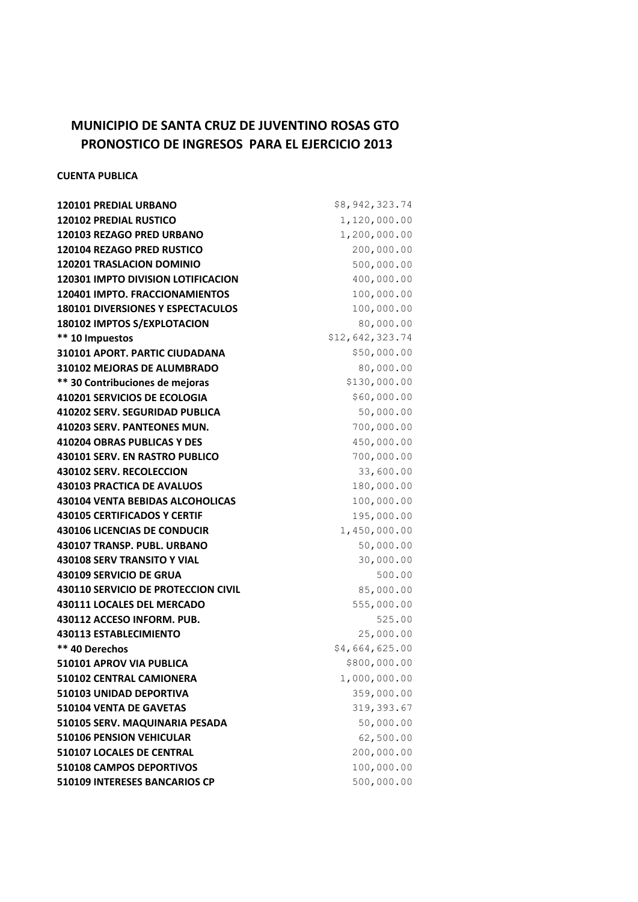# MUNICIPIO DE SANTA CRUZ DE JUVENTINO ROSAS GTO
# PRONOSTICO DE INGRESOS PARA EL EJERCICIO 2013

**CUENTA PUBLICA**

| | |
|---|---|
| **120101 PREDIAL URBANO** | $8,942,323.74 |
| **120102 PREDIAL RUSTICO** | 1,120,000.00 |
| **120103 REZAGO PRED URBANO** | 1,200,000.00 |
| **120104 REZAGO PRED RUSTICO** | 200,000.00 |
| **120201 TRASLACION DOMINIO** | 500,000.00 |
| **120301 IMPTO DIVISION LOTIFICACION** | 400,000.00 |
| **120401 IMPTO. FRACCIONAMIENTOS** | 100,000.00 |
| **180101 DIVERSIONES Y ESPECTACULOS** | 100,000.00 |
| **180102 IMPTOS S/EXPLOTACION** | 80,000.00 |
| **\*\* 10 Impuestos** | $12,642,323.74 |
| **310101 APORT. PARTIC CIUDADANA** | $50,000.00 |
| **310102 MEJORAS DE ALUMBRADO** | 80,000.00 |
| **\*\* 30 Contribuciones de mejoras** | $130,000.00 |
| **410201 SERVICIOS DE ECOLOGIA** | $60,000.00 |
| **410202 SERV. SEGURIDAD PUBLICA** | 50,000.00 |
| **410203 SERV. PANTEONES MUN.** | 700,000.00 |
| **410204 OBRAS PUBLICAS Y DES** | 450,000.00 |
| **430101 SERV. EN RASTRO PUBLICO** | 700,000.00 |
| **430102 SERV. RECOLECCION** | 33,600.00 |
| **430103 PRACTICA DE AVALUOS** | 180,000.00 |
| **430104 VENTA BEBIDAS ALCOHOLICAS** | 100,000.00 |
| **430105 CERTIFICADOS Y CERTIF** | 195,000.00 |
| **430106 LICENCIAS DE CONDUCIR** | 1,450,000.00 |
| **430107 TRANSP. PUBL. URBANO** | 50,000.00 |
| **430108 SERV TRANSITO Y VIAL** | 30,000.00 |
| **430109 SERVICIO DE GRUA** | 500.00 |
| **430110 SERVICIO DE PROTECCION CIVIL** | 85,000.00 |
| **430111 LOCALES DEL MERCADO** | 555,000.00 |
| **430112 ACCESO INFORM. PUB.** | 525.00 |
| **430113 ESTABLECIMIENTO** | 25,000.00 |
| **\*\* 40 Derechos** | $4,664,625.00 |
| **510101 APROV VIA PUBLICA** | $800,000.00 |
| **510102 CENTRAL CAMIONERA** | 1,000,000.00 |
| **510103 UNIDAD DEPORTIVA** | 359,000.00 |
| **510104 VENTA DE GAVETAS** | 319,393.67 |
| **510105 SERV. MAQUINARIA PESADA** | 50,000.00 |
| **510106 PENSION VEHICULAR** | 62,500.00 |
| **510107 LOCALES DE CENTRAL** | 200,000.00 |
| **510108 CAMPOS DEPORTIVOS** | 100,000.00 |
| **510109 INTERESES BANCARIOS CP** | 500,000.00 |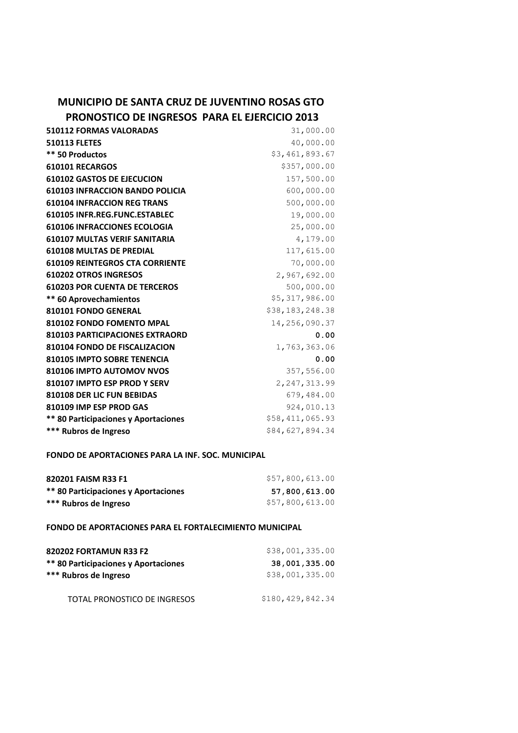## MUNICIPIO DE SANTA CRUZ DE JUVENTINO ROSAS GTO
## PRONOSTICO DE INGRESOS PARA EL EJERCICIO 2013

| | |
|---|---|
| **510112 FORMAS VALORADAS** | 31,000.00 |
| **510113 FLETES** | 40,000.00 |
| **\*\* 50 Productos** | $3,461,893.67 |
| **610101 RECARGOS** | $357,000.00 |
| **610102 GASTOS DE EJECUCION** | 157,500.00 |
| **610103 INFRACCION BANDO POLICIA** | 600,000.00 |
| **610104 INFRACCION REG TRANS** | 500,000.00 |
| **610105 INFR.REG.FUNC.ESTABLEC** | 19,000.00 |
| **610106 INFRACCIONES ECOLOGIA** | 25,000.00 |
| **610107 MULTAS VERIF SANITARIA** | 4,179.00 |
| **610108 MULTAS DE PREDIAL** | 117,615.00 |
| **610109 REINTEGROS CTA CORRIENTE** | 70,000.00 |
| **610202 OTROS INGRESOS** | 2,967,692.00 |
| **610203 POR CUENTA DE TERCEROS** | 500,000.00 |
| **\*\* 60 Aprovechamientos** | $5,317,986.00 |
| **810101 FONDO GENERAL** | $38,183,248.38 |
| **810102 FONDO FOMENTO MPAL** | 14,256,090.37 |
| **810103 PARTICIPACIONES EXTRAORD** | **0.00** |
| **810104 FONDO DE FISCALIZACION** | 1,763,363.06 |
| **810105 IMPTO SOBRE TENENCIA** | **0.00** |
| **810106 IMPTO AUTOMOV NVOS** | 357,556.00 |
| **810107 IMPTO ESP PROD Y SERV** | 2,247,313.99 |
| **810108 DER LIC FUN BEBIDAS** | 679,484.00 |
| **810109 IMP ESP PROD GAS** | 924,010.13 |
| **\*\* 80 Participaciones y Aportaciones** | $58,411,065.93 |
| **\*\*\* Rubros de Ingreso** | $84,627,894.34 |

**FONDO DE APORTACIONES PARA LA INF. SOC. MUNICIPAL**

| | |
|---|---|
| **820201 FAISM R33 F1** | $57,800,613.00 |
| **\*\* 80 Participaciones y Aportaciones** | **57,800,613.00** |
| **\*\*\* Rubros de Ingreso** | $57,800,613.00 |

**FONDO DE APORTACIONES PARA EL FORTALECIMIENTO MUNICIPAL**

| | |
|---|---|
| **820202 FORTAMUN R33 F2** | $38,001,335.00 |
| **\*\* 80 Participaciones y Aportaciones** | **38,001,335.00** |
| **\*\*\* Rubros de Ingreso** | $38,001,335.00 |

| | |
|---|---|
| TOTAL PRONOSTICO DE INGRESOS | $180,429,842.34 |